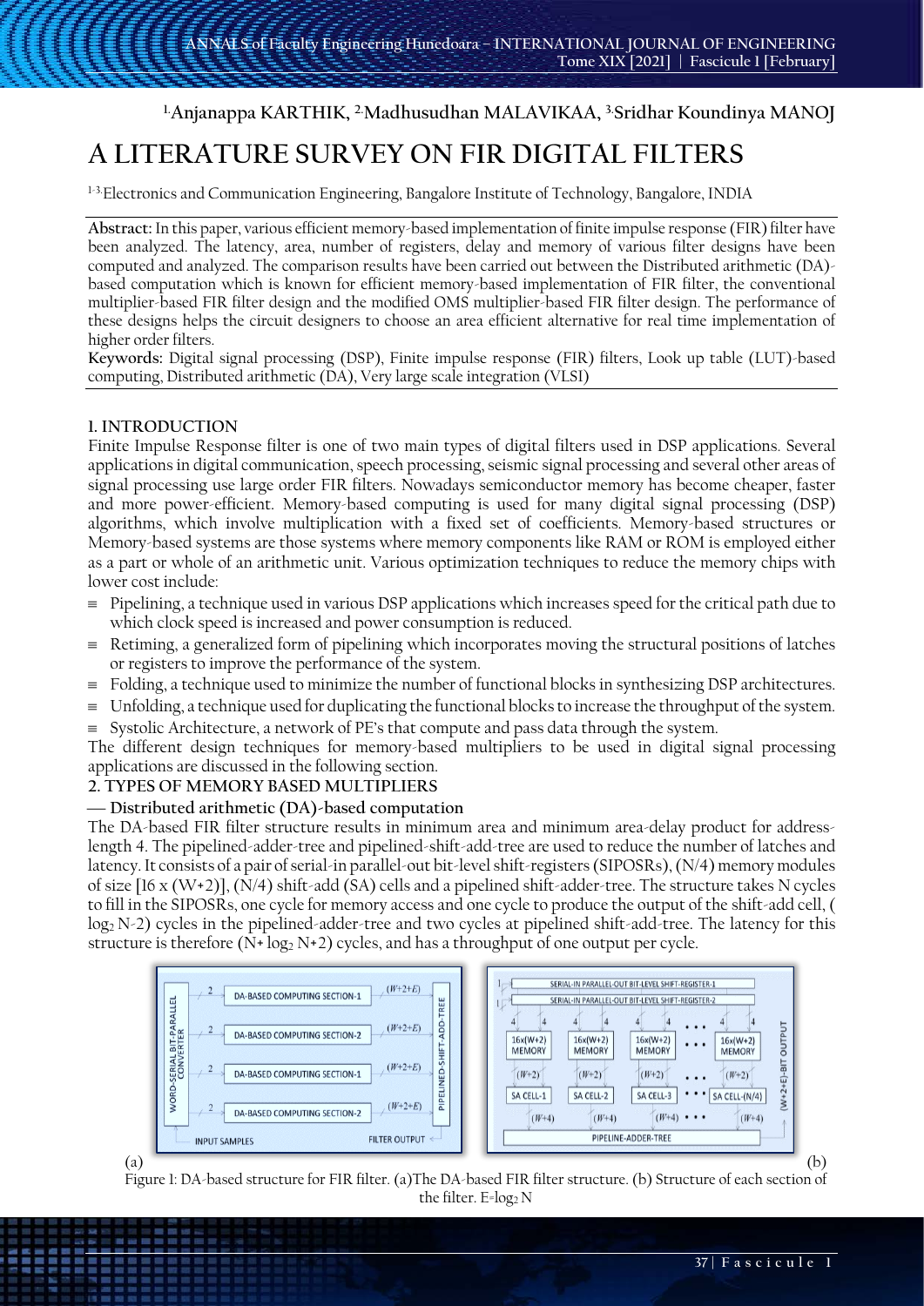[1.]Anjanappa KARTHIK, [2.]Madhusudhan MALAVIKAA, [3.]Sridhar Koundinya MANOJ

# A LITERATURE SURVEY ON FIR DIGITAL FILTERS

[1-3.]Electronics and Communication Engineering, Bangalore Institute of Technology, Bangalore, INDIA

**Abstract:** In this paper, various efficient memory-based implementation of finite impulse response (FIR) filter have been analyzed. The latency, area, number of registers, delay and memory of various filter designs have been computed and analyzed. The comparison results have been carried out between the Distributed arithmetic (DA)-based computation which is known for efficient memory-based implementation of FIR filter, the conventional multiplier-based FIR filter design and the modified OMS multiplier-based FIR filter design. The performance of these designs helps the circuit designers to choose an area efficient alternative for real time implementation of higher order filters.

**Keywords:** Digital signal processing (DSP), Finite impulse response (FIR) filters, Look up table (LUT)-based computing, Distributed arithmetic (DA), Very large scale integration (VLSI)

## 1. INTRODUCTION

Finite Impulse Response filter is one of two main types of digital filters used in DSP applications. Several applications in digital communication, speech processing, seismic signal processing and several other areas of signal processing use large order FIR filters. Nowadays semiconductor memory has become cheaper, faster and more power-efficient. Memory-based computing is used for many digital signal processing (DSP) algorithms, which involve multiplication with a fixed set of coefficients. Memory-based structures or Memory-based systems are those systems where memory components like RAM or ROM is employed either as a part or whole of an arithmetic unit. Various optimization techniques to reduce the memory chips with lower cost include:

- Pipelining, a technique used in various DSP applications which increases speed for the critical path due to which clock speed is increased and power consumption is reduced.
- Retiming, a generalized form of pipelining which incorporates moving the structural positions of latches or registers to improve the performance of the system.
- Folding, a technique used to minimize the number of functional blocks in synthesizing DSP architectures.
- Unfolding, a technique used for duplicating the functional blocks to increase the throughput of the system.
- Systolic Architecture, a network of PE's that compute and pass data through the system.

The different design techniques for memory-based multipliers to be used in digital signal processing applications are discussed in the following section.

## 2. TYPES OF MEMORY BASED MULTIPLIERS

### — Distributed arithmetic (DA)-based computation

The DA-based FIR filter structure results in minimum area and minimum area-delay product for address-length 4. The pipelined-adder-tree and pipelined-shift-add-tree are used to reduce the number of latches and latency. It consists of a pair of serial-in parallel-out bit-level shift-registers (SIPOSRs), (N/4) memory modules of size [16 x (W+2)], (N/4) shift-add (SA) cells and a pipelined shift-adder-tree. The structure takes N cycles to fill in the SIPOSRs, one cycle for memory access and one cycle to produce the output of the shift-add cell, ($\log_2 N$-2) cycles in the pipelined-adder-tree and two cycles at pipelined shift-add-tree. The latency for this structure is therefore ($N+\log_2 N+2$) cycles, and has a throughput of one output per cycle.

(a)

WORD-SERIAL BIT-PARALLEL CONVERTER
DA-BASED COMPUTING SECTION-1
DA-BASED COMPUTING SECTION-2
DA-BASED COMPUTING SECTION-1
DA-BASED COMPUTING SECTION-2
(W+2+E)
PIPELINED-SHIFT-ADD-TREE
INPUT SAMPLES
FILTER OUTPUT

(b)

SERIAL-IN PARALLEL-OUT BIT-LEVEL SHIFT-REGISTER-1
SERIAL-IN PARALLEL-OUT BIT-LEVEL SHIFT-REGISTER-2
16x(W+2) MEMORY
(W+2)
SA CELL-1
SA CELL-2
SA CELL-3
SA CELL-(N/4)
(W+4)
PIPELINE-ADDER-TREE
(W+2+E)-BIT OUTPUT

Figure 1: DA-based structure for FIR filter. (a)The DA-based FIR filter structure. (b) Structure of each section of the filter. E=$\log_2 N$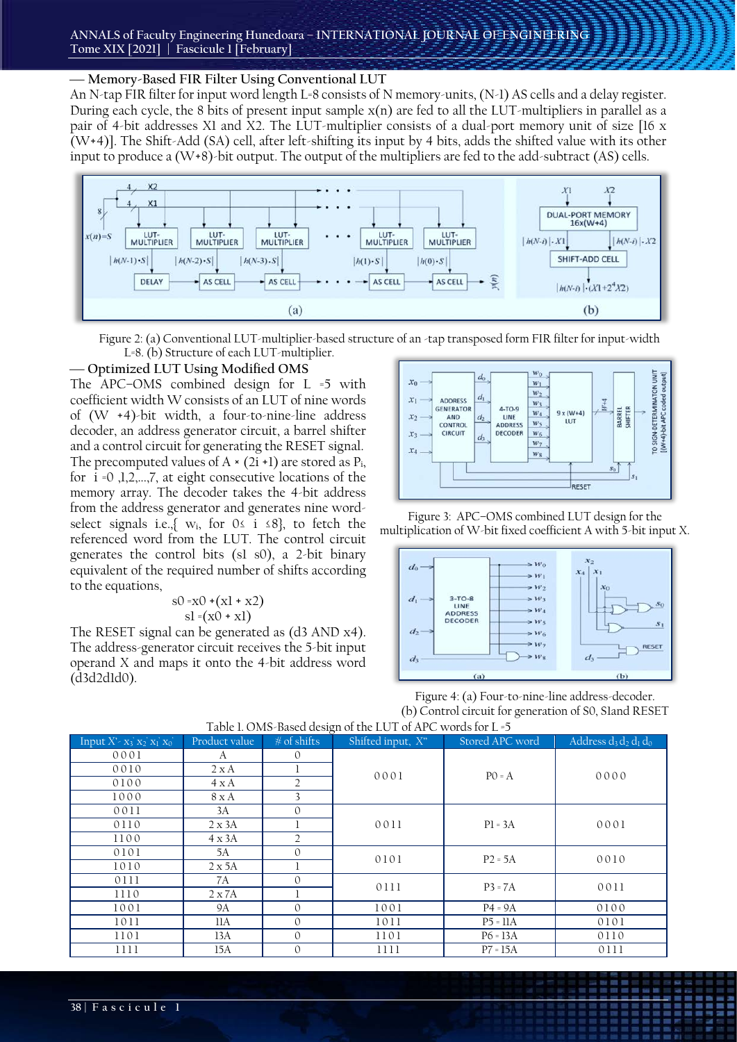## — Memory-Based FIR Filter Using Conventional LUT

An N-tap FIR filter for input word length L=8 consists of N memory-units, (N-1) AS cells and a delay register. During each cycle, the 8 bits of present input sample x(n) are fed to all the LUT-multipliers in parallel as a pair of 4-bit addresses X1 and X2. The LUT-multiplier consists of a dual-port memory unit of size [16 x (W+4)]. The Shift-Add (SA) cell, after left-shifting its input by 4 bits, adds the shifted value with its other input to produce a (W+8)-bit output. The output of the multipliers are fed to the add-subtract (AS) cells.

Figure 2: (a) Conventional LUT-multiplier-based structure of an -tap transposed form FIR filter for input-width L=8. (b) Structure of each LUT-multiplier.

## — Optimized LUT Using Modified OMS

The APC–OMS combined design for L =5 with coefficient width W consists of an LUT of nine words of (W +4)-bit width, a four-to-nine-line address decoder, an address generator circuit, a barrel shifter and a control circuit for generating the RESET signal. The precomputed values of A × (2i +1) are stored as $P_i$, for i =0 ,1,2,...,7, at eight consecutive locations of the memory array. The decoder takes the 4-bit address from the address generator and generates nine word-select signals i.e.,{ $w_i$, for $0 \le i \le 8$}, to fetch the referenced word from the LUT. The control circuit generates the control bits (s1 s0), a 2-bit binary equivalent of the required number of shifts according to the equations,

$$s0 = x0 + (x1 + x2)$$
$$s1 = (x0 + x1)$$

The RESET signal can be generated as (d3 AND x4). The address-generator circuit receives the 5-bit input operand X and maps it onto the 4-bit address word (d3d2d1d0).

Figure 3: APC–OMS combined LUT design for the multiplication of W-bit fixed coefficient A with 5-bit input X.

Figure 4: (a) Four-to-nine-line address-decoder. (b) Control circuit for generation of S0, S1and RESET

Table 1. OMS-Based design of the LUT of APC words for L =5

| Input X'= x3' x2' x1' x0' | Product value | # of shifts | Shifted input, X" | Stored APC word | Address $d_3\,d_2\,d_1\,d_0$ |
|---|---|---|---|---|---|
| 0001 | A | 0 | 0001 | P0 = A | 0000 |
| 0010 | 2 x A | 1 | | | |
| 0100 | 4 x A | 2 | | | |
| 1000 | 8 x A | 3 | | | |
| 0011 | 3A | 0 | 0011 | P1 = 3A | 0001 |
| 0110 | 2 x 3A | 1 | | | |
| 1100 | 4 x 3A | 2 | | | |
| 0101 | 5A | 0 | 0101 | P2 = 5A | 0010 |
| 1010 | 2 x 5A | 1 | | | |
| 0111 | 7A | 0 | 0111 | P3 = 7A | 0011 |
| 1110 | 2 x 7A | 1 | | | |
| 1001 | 9A | 0 | 1001 | P4 = 9A | 0100 |
| 1011 | 11A | 0 | 1011 | P5 = 11A | 0101 |
| 1101 | 13A | 0 | 1101 | P6 = 13A | 0110 |
| 1111 | 15A | 0 | 1111 | P7 = 15A | 0111 |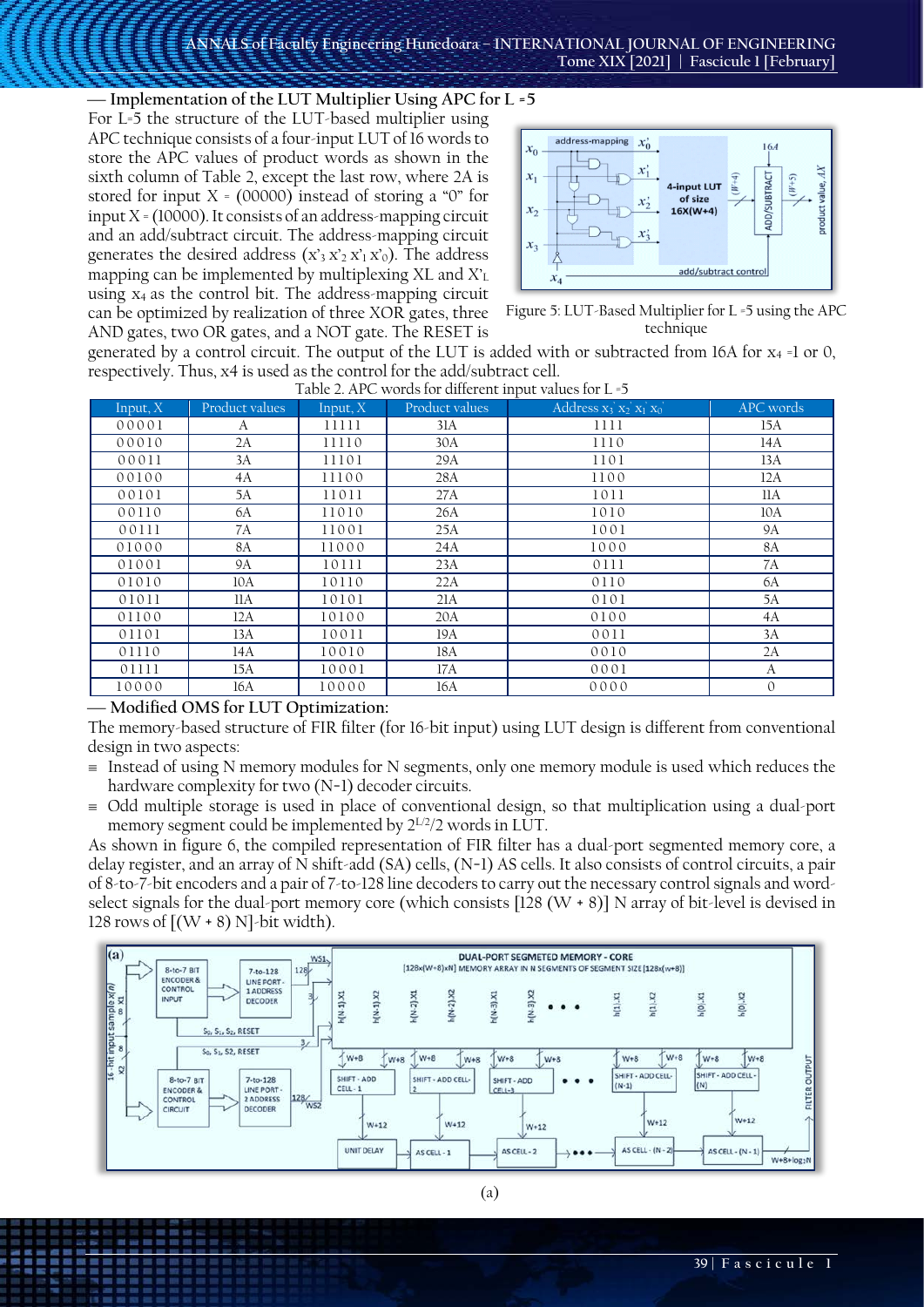## — Implementation of the LUT Multiplier Using APC for L =5

For L=5 the structure of the LUT-based multiplier using APC technique consists of a four-input LUT of 16 words to store the APC values of product words as shown in the sixth column of Table 2, except the last row, where 2A is stored for input X = (00000) instead of storing a "0" for input X = (10000). It consists of an address-mapping circuit and an add/subtract circuit. The address-mapping circuit generates the desired address ($x'_3\, x'_2\, x'_1\, x'_0$). The address mapping can be implemented by multiplexing XL and $X'_L$ using $x_4$ as the control bit. The address-mapping circuit can be optimized by realization of three XOR gates, three AND gates, two OR gates, and a NOT gate. The RESET is generated by a control circuit. The output of the LUT is added with or subtracted from 16A for $x_4$ =1 or 0, respectively. Thus, x4 is used as the control for the add/subtract cell.

Figure 5: LUT-Based Multiplier for L =5 using the APC technique

Table 2. APC words for different input values for L =5

| Input, X | Product values | Input, X | Product values | Address $x_3'\ x_2'\ x_1'\ x_0'$ | APC words |
|---|---|---|---|---|---|
| 00001 | A | 11111 | 31A | 1111 | 15A |
| 00010 | 2A | 11110 | 30A | 1110 | 14A |
| 00011 | 3A | 11101 | 29A | 1101 | 13A |
| 00100 | 4A | 11100 | 28A | 1100 | 12A |
| 00101 | 5A | 11011 | 27A | 1011 | 11A |
| 00110 | 6A | 11010 | 26A | 1010 | 10A |
| 00111 | 7A | 11001 | 25A | 1001 | 9A |
| 01000 | 8A | 11000 | 24A | 1000 | 8A |
| 01001 | 9A | 10111 | 23A | 0111 | 7A |
| 01010 | 10A | 10110 | 22A | 0110 | 6A |
| 01011 | 11A | 10101 | 21A | 0101 | 5A |
| 01100 | 12A | 10100 | 20A | 0100 | 4A |
| 01101 | 13A | 10011 | 19A | 0011 | 3A |
| 01110 | 14A | 10010 | 18A | 0010 | 2A |
| 01111 | 15A | 10001 | 17A | 0001 | A |
| 10000 | 16A | 10000 | 16A | 0000 | 0 |

## — Modified OMS for LUT Optimization:

The memory-based structure of FIR filter (for 16-bit input) using LUT design is different from conventional design in two aspects:

- Instead of using N memory modules for N segments, only one memory module is used which reduces the hardware complexity for two (N-1) decoder circuits.
- Odd multiple storage is used in place of conventional design, so that multiplication using a dual-port memory segment could be implemented by $2^{L/2}/2$ words in LUT.

As shown in figure 6, the compiled representation of FIR filter has a dual-port segmented memory core, a delay register, and an array of N shift-add (SA) cells, (N-1) AS cells. It also consists of control circuits, a pair of 8-to-7-bit encoders and a pair of 7-to-128 line decoders to carry out the necessary control signals and word-select signals for the dual-port memory core (which consists [128 (W + 8)] N array of bit-level is devised in 128 rows of [(W + 8) N]-bit width).

(a)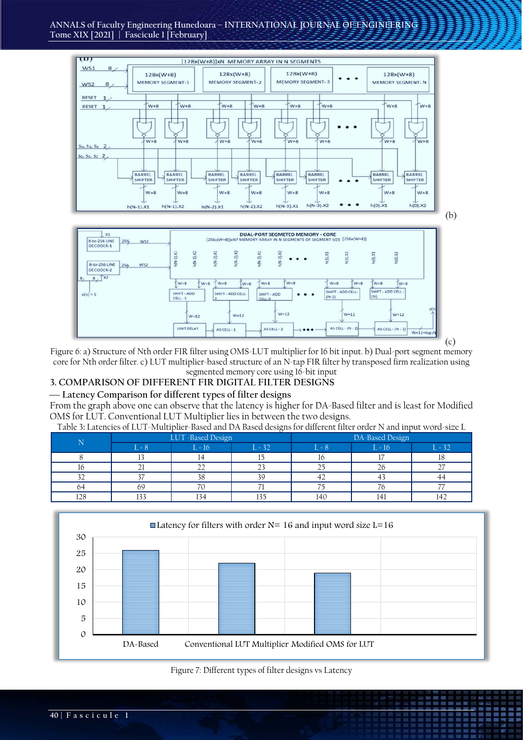(b)

(c)

Figure 6: a) Structure of Nth order FIR filter using OMS-LUT multiplier for 16 bit input. b) Dual-port segment memory core for Nth order filter. c) LUT multiplier-based structure of an N-tap FIR filter by transposed firm realization using segmented memory core using 16-bit input

## 3. COMPARISON OF DIFFERENT FIR DIGITAL FILTER DESIGNS

### — Latency Comparison for different types of filter designs

From the graph above one can observe that the latency is higher for DA-Based filter and is least for Modified OMS for LUT. Conventional LUT Multiplier lies in between the two designs.

Table 3: Latencies of LUT-Multiplier-Based and DA Based designs for different filter order N and input word-size L

| N | LUT -Based Design | | | DA-Based Design | | |
|---|---|---|---|---|---|---|
| | L = 8 | L = 16 | L = 32 | L = 8 | L = 16 | L = 32 |
| 8 | 13 | 14 | 15 | 16 | 17 | 18 |
| 16 | 21 | 22 | 23 | 25 | 26 | 27 |
| 32 | 37 | 38 | 39 | 42 | 43 | 44 |
| 64 | 69 | 70 | 71 | 75 | 76 | 77 |
| 128 | 133 | 134 | 135 | 140 | 141 | 142 |

Latency for filters with order N= 16 and input word size L=16

30
25
20
15
10
5
0

DA-Based
Conventional LUT Multiplier
Modified OMS for LUT

Figure 7: Different types of filter designs vs Latency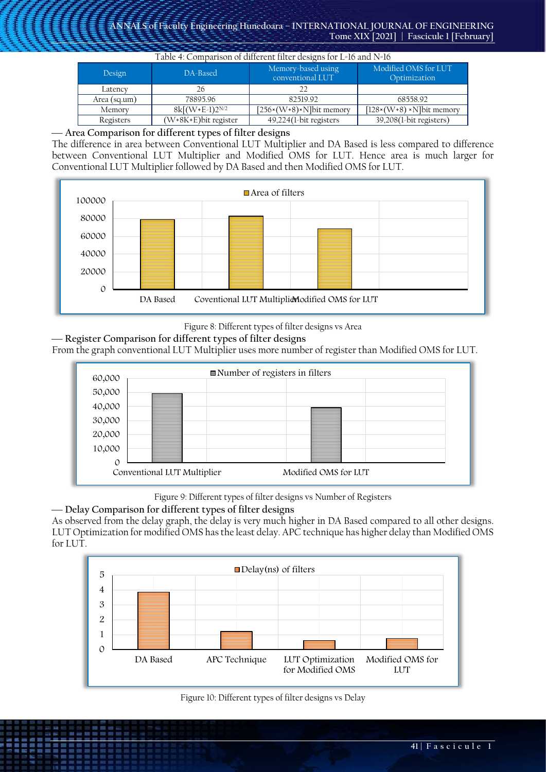Table 4: Comparison of different filter designs for L=16 and N=16

| Design | DA-Based | Memory-based using conventional LUT | Modified OMS for LUT Optimization |
|---|---|---|---|
| Latency | 26 | 22 | |
| Area (sq.um) | 78895.96 | 82519.92 | 68558.92 |
| Memory | $8k[(W+E-1)2^{N/2}$ | [256×(W+8)×N]bit memory | [128×(W+8) ×N]bit memory |
| Registers | (W+8K+E)bit register | 49,224(1-bit registers | 39,208(1-bit registers) |

— **Area Comparison for different types of filter designs**

The difference in area between Conventional LUT Multiplier and DA Based is less compared to difference between Conventional LUT Multiplier and Modified OMS for LUT. Hence area is much larger for Conventional LUT Multiplier followed by DA Based and then Modified OMS for LUT.

Area of filters
100000
80000
60000
40000
20000
0
DA Based
Coventional LUT Multiplier
Modified OMS for LUT

Figure 8: Different types of filter designs vs Area

— **Register Comparison for different types of filter designs**

From the graph conventional LUT Multiplier uses more number of register than Modified OMS for LUT.

Number of registers in filters
60,000
50,000
40,000
30,000
20,000
10,000
0
Conventional LUT Multiplier
Modified OMS for LUT

Figure 9: Different types of filter designs vs Number of Registers

— **Delay Comparison for different types of filter designs**

As observed from the delay graph, the delay is very much higher in DA Based compared to all other designs. LUT Optimization for modified OMS has the least delay. APC technique has higher delay than Modified OMS for LUT.

Delay(ns) of filters
5
4
3
2
1
0
DA Based
APC Technique
LUT Optimization for Modified OMS
Modified OMS for LUT

Figure 10: Different types of filter designs vs Delay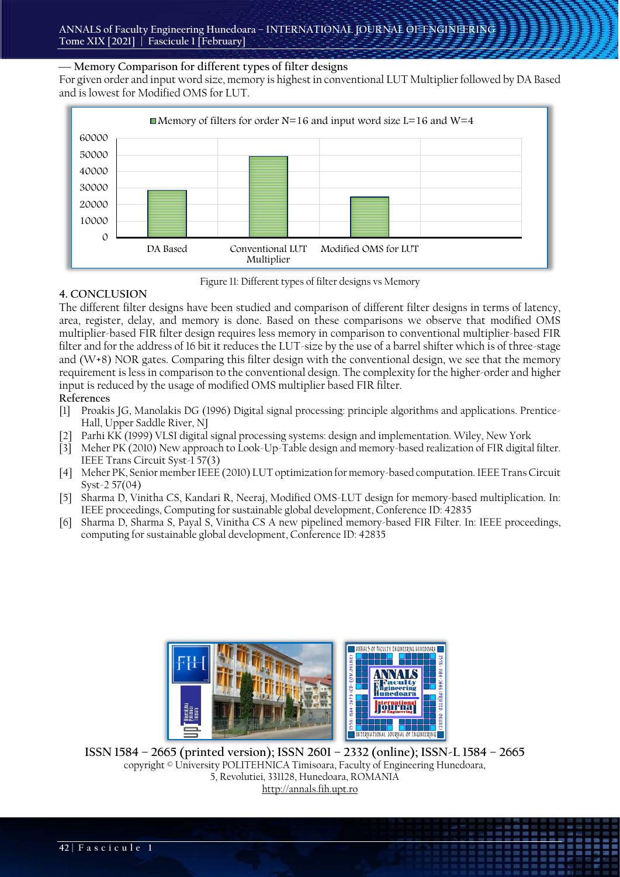— **Memory Comparison for different types of filter designs**

For given order and input word size, memory is highest in conventional LUT Multiplier followed by DA Based and is lowest for Modified OMS for LUT.

Memory of filters for order N=16 and input word size L=16 and W=4

60000
50000
40000
30000
20000
10000
0

DA Based
Conventional LUT Multiplier
Modified OMS for LUT

Figure 11: Different types of filter designs vs Memory

## 4. CONCLUSION

The different filter designs have been studied and comparison of different filter designs in terms of latency, area, register, delay, and memory is done. Based on these comparisons we observe that modified OMS multiplier-based FIR filter design requires less memory in comparison to conventional multiplier-based FIR filter and for the address of 16 bit it reduces the LUT-size by the use of a barrel shifter which is of three-stage and (W+8) NOR gates. Comparing this filter design with the conventional design, we see that the memory requirement is less in comparison to the conventional design. The complexity for the higher-order and higher input is reduced by the usage of modified OMS multiplier based FIR filter.

**References**

[1] Proakis JG, Manolakis DG (1996) Digital signal processing: principle algorithms and applications. Prentice-Hall, Upper Saddle River, NJ

[2] Parhi KK (1999) VLSI digital signal processing systems: design and implementation. Wiley, New York

[3] Meher PK (2010) New approach to Look-Up-Table design and memory-based realization of FIR digital filter. IEEE Trans Circuit Syst-1 57(3)

[4] Meher PK, Senior member IEEE (2010) LUT optimization for memory-based computation. IEEE Trans Circuit Syst-2 57(04)

[5] Sharma D, Vinitha CS, Kandari R, Neeraj, Modified OMS-LUT design for memory-based multiplication. In: IEEE proceedings, Computing for sustainable global development, Conference ID: 42835

[6] Sharma D, Sharma S, Payal S, Vinitha CS A new pipelined memory-based FIR Filter. In: IEEE proceedings, computing for sustainable global development, Conference ID: 42835